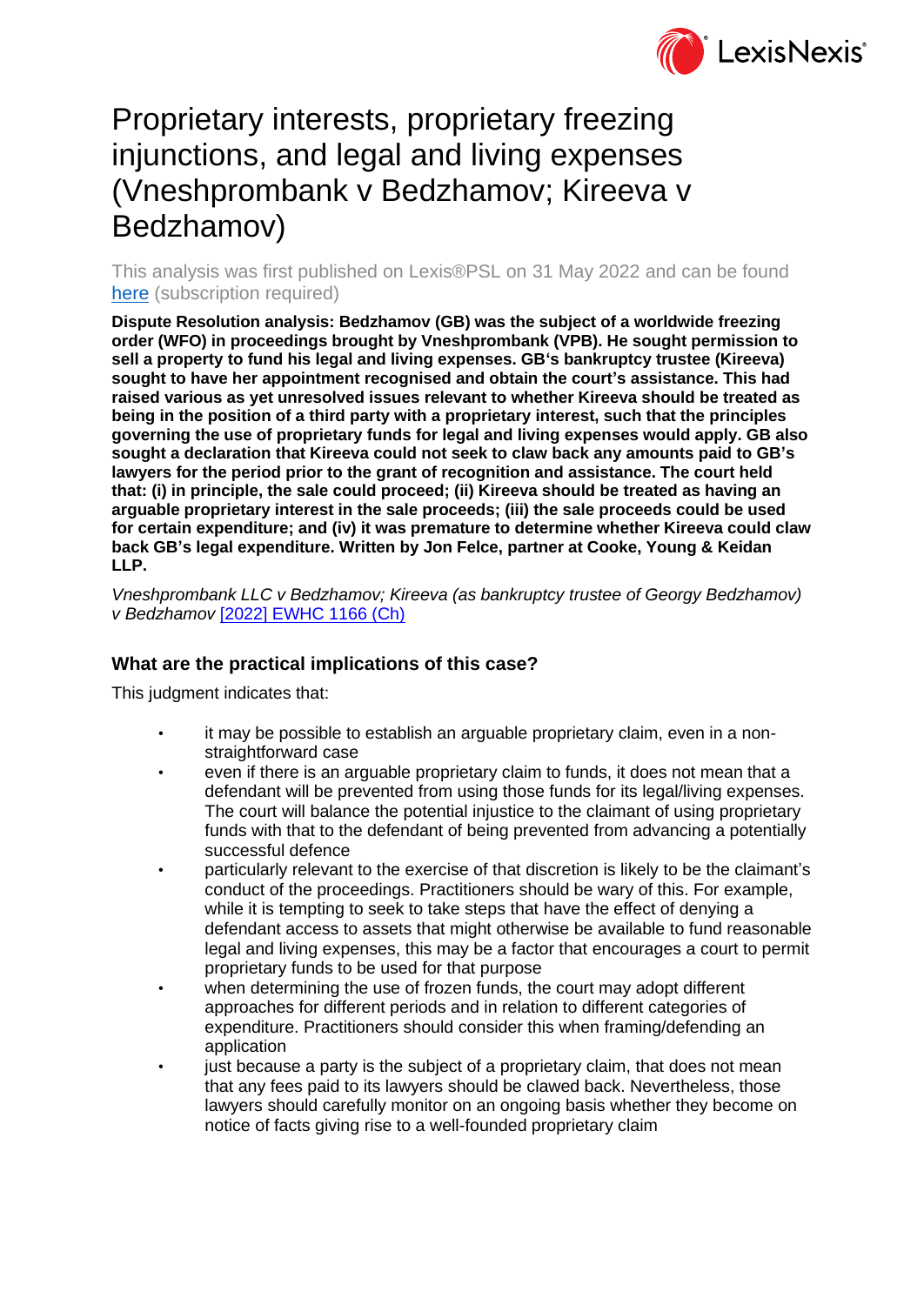# Proprietary interests, proprietary freezing injunctions, and legal and living expenses (Vneshprombank v Bedzhamov; Kireeva v Bedzhamov)

This analysis was first published on Lexis®PSL on 31 May 2022 and can be found [here](#) (subscription required)

**Dispute Resolution analysis: Bedzhamov (GB) was the subject of a worldwide freezing order (WFO) in proceedings brought by Vneshprombank (VPB). He sought permission to sell a property to fund his legal and living expenses. GB's bankruptcy trustee (Kireeva) sought to have her appointment recognised and obtain the court's assistance. This had raised various as yet unresolved issues relevant to whether Kireeva should be treated as being in the position of a third party with a proprietary interest, such that the principles governing the use of proprietary funds for legal and living expenses would apply. GB also sought a declaration that Kireeva could not seek to claw back any amounts paid to GB's lawyers for the period prior to the grant of recognition and assistance. The court held that: (i) in principle, the sale could proceed; (ii) Kireeva should be treated as having an arguable proprietary interest in the sale proceeds; (iii) the sale proceeds could be used for certain expenditure; and (iv) it was premature to determine whether Kireeva could claw back GB's legal expenditure. Written by Jon Felce, partner at Cooke, Young & Keidan LLP.**

*Vneshprombank LLC v Bedzhamov; Kireeva (as bankruptcy trustee of Georgy Bedzhamov) v Bedzhamov* [[2022] EWHC 1166 (Ch)](#)

## What are the practical implications of this case?

This judgment indicates that:

- it may be possible to establish an arguable proprietary claim, even in a non-straightforward case
- even if there is an arguable proprietary claim to funds, it does not mean that a defendant will be prevented from using those funds for its legal/living expenses. The court will balance the potential injustice to the claimant of using proprietary funds with that to the defendant of being prevented from advancing a potentially successful defence
- particularly relevant to the exercise of that discretion is likely to be the claimant's conduct of the proceedings. Practitioners should be wary of this. For example, while it is tempting to seek to take steps that have the effect of denying a defendant access to assets that might otherwise be available to fund reasonable legal and living expenses, this may be a factor that encourages a court to permit proprietary funds to be used for that purpose
- when determining the use of frozen funds, the court may adopt different approaches for different periods and in relation to different categories of expenditure. Practitioners should consider this when framing/defending an application
- just because a party is the subject of a proprietary claim, that does not mean that any fees paid to its lawyers should be clawed back. Nevertheless, those lawyers should carefully monitor on an ongoing basis whether they become on notice of facts giving rise to a well-founded proprietary claim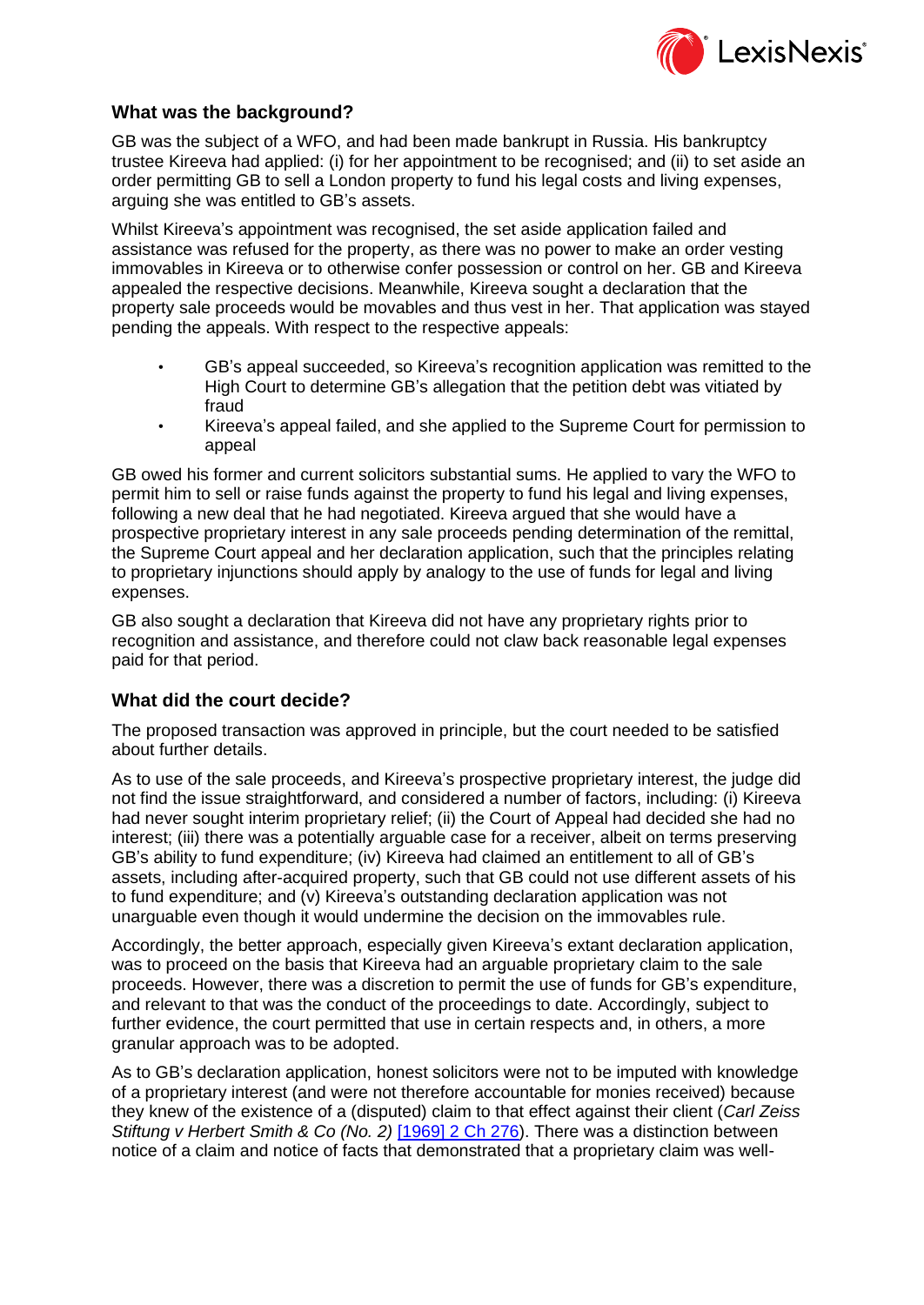## What was the background?

GB was the subject of a WFO, and had been made bankrupt in Russia. His bankruptcy trustee Kireeva had applied: (i) for her appointment to be recognised; and (ii) to set aside an order permitting GB to sell a London property to fund his legal costs and living expenses, arguing she was entitled to GB's assets.

Whilst Kireeva's appointment was recognised, the set aside application failed and assistance was refused for the property, as there was no power to make an order vesting immovables in Kireeva or to otherwise confer possession or control on her. GB and Kireeva appealed the respective decisions. Meanwhile, Kireeva sought a declaration that the property sale proceeds would be movables and thus vest in her. That application was stayed pending the appeals. With respect to the respective appeals:

- GB's appeal succeeded, so Kireeva's recognition application was remitted to the High Court to determine GB's allegation that the petition debt was vitiated by fraud
- Kireeva's appeal failed, and she applied to the Supreme Court for permission to appeal

GB owed his former and current solicitors substantial sums. He applied to vary the WFO to permit him to sell or raise funds against the property to fund his legal and living expenses, following a new deal that he had negotiated. Kireeva argued that she would have a prospective proprietary interest in any sale proceeds pending determination of the remittal, the Supreme Court appeal and her declaration application, such that the principles relating to proprietary injunctions should apply by analogy to the use of funds for legal and living expenses.

GB also sought a declaration that Kireeva did not have any proprietary rights prior to recognition and assistance, and therefore could not claw back reasonable legal expenses paid for that period.

## What did the court decide?

The proposed transaction was approved in principle, but the court needed to be satisfied about further details.

As to use of the sale proceeds, and Kireeva's prospective proprietary interest, the judge did not find the issue straightforward, and considered a number of factors, including: (i) Kireeva had never sought interim proprietary relief; (ii) the Court of Appeal had decided she had no interest; (iii) there was a potentially arguable case for a receiver, albeit on terms preserving GB's ability to fund expenditure; (iv) Kireeva had claimed an entitlement to all of GB's assets, including after-acquired property, such that GB could not use different assets of his to fund expenditure; and (v) Kireeva's outstanding declaration application was not unarguable even though it would undermine the decision on the immovables rule.

Accordingly, the better approach, especially given Kireeva's extant declaration application, was to proceed on the basis that Kireeva had an arguable proprietary claim to the sale proceeds. However, there was a discretion to permit the use of funds for GB's expenditure, and relevant to that was the conduct of the proceedings to date. Accordingly, subject to further evidence, the court permitted that use in certain respects and, in others, a more granular approach was to be adopted.

As to GB's declaration application, honest solicitors were not to be imputed with knowledge of a proprietary interest (and were not therefore accountable for monies received) because they knew of the existence of a (disputed) claim to that effect against their client (*Carl Zeiss Stiftung v Herbert Smith & Co (No. 2)* [1969] 2 Ch 276). There was a distinction between notice of a claim and notice of facts that demonstrated that a proprietary claim was well-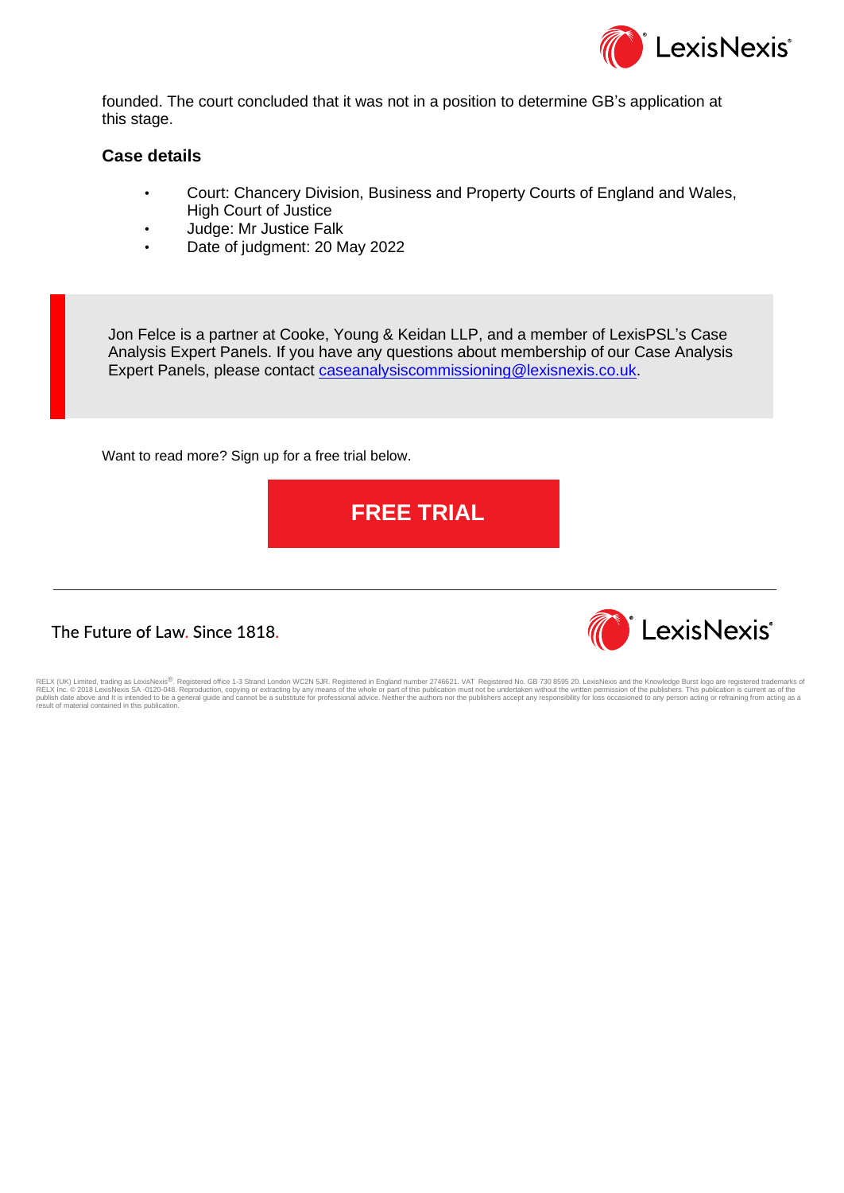founded. The court concluded that it was not in a position to determine GB's application at this stage.

**Case details**

- Court: Chancery Division, Business and Property Courts of England and Wales, High Court of Justice
- Judge: Mr Justice Falk
- Date of judgment: 20 May 2022

Jon Felce is a partner at Cooke, Young & Keidan LLP, and a member of LexisPSL's Case Analysis Expert Panels. If you have any questions about membership of our Case Analysis Expert Panels, please contact caseanalysiscommissioning@lexisnexis.co.uk.

Want to read more? Sign up for a free trial below.

**FREE TRIAL**

The Future of Law. Since 1818.

RELX (UK) Limited, trading as LexisNexis®. Registered office 1-3 Strand London WC2N 5JR. Registered in England number 2746621. VAT Registered No. GB 730 8595 20. LexisNexis and the Knowledge Burst logo are registered trademarks of RELX Inc. © 2018 LexisNexis SA -0120-048. Reproduction, copying or extracting by any means of the whole or part of this publication must not be undertaken without the written permission of the publishers. This publication is current as of the publish date above and it is intended to be a general guide and cannot be a substitute for professional advice. Neither the authors nor the publishers accept any responsibility for loss occasioned to any person acting or refraining from acting as a result of material contained in this publication.